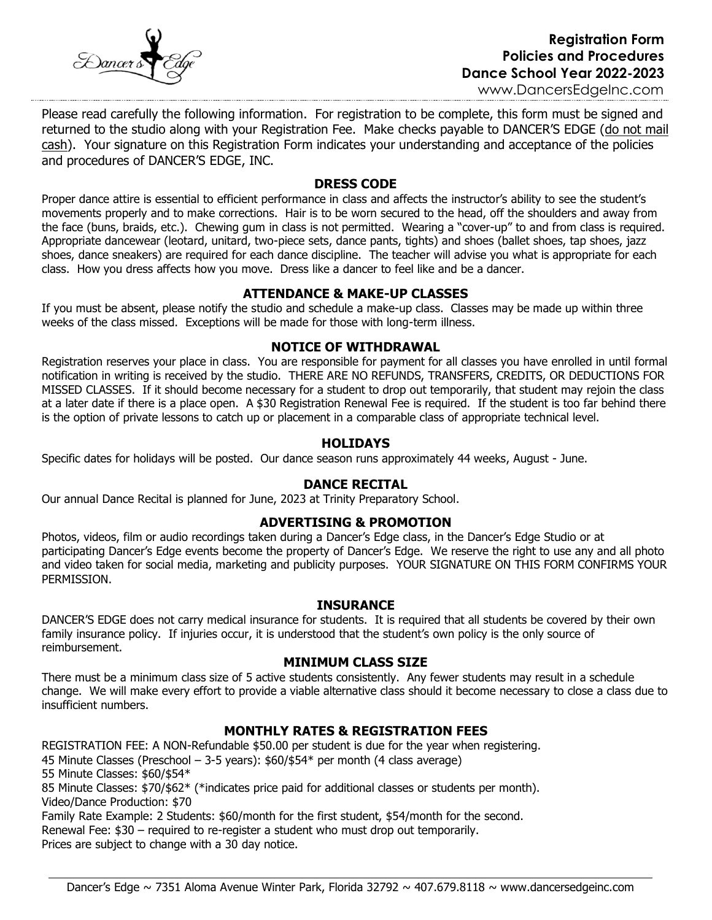# Registration Form
## Policies and Procedures
## Dance School Year 2022-2023

www.DancersEdgeInc.com

Please read carefully the following information. For registration to be complete, this form must be signed and returned to the studio along with your Registration Fee. Make checks payable to DANCER'S EDGE (do not mail cash). Your signature on this Registration Form indicates your understanding and acceptance of the policies and procedures of DANCER'S EDGE, INC.

### DRESS CODE

Proper dance attire is essential to efficient performance in class and affects the instructor's ability to see the student's movements properly and to make corrections. Hair is to be worn secured to the head, off the shoulders and away from the face (buns, braids, etc.). Chewing gum in class is not permitted. Wearing a "cover-up" to and from class is required. Appropriate dancewear (leotard, unitard, two-piece sets, dance pants, tights) and shoes (ballet shoes, tap shoes, jazz shoes, dance sneakers) are required for each dance discipline. The teacher will advise you what is appropriate for each class. How you dress affects how you move. Dress like a dancer to feel like and be a dancer.

### ATTENDANCE & MAKE-UP CLASSES

If you must be absent, please notify the studio and schedule a make-up class. Classes may be made up within three weeks of the class missed. Exceptions will be made for those with long-term illness.

### NOTICE OF WITHDRAWAL

Registration reserves your place in class. You are responsible for payment for all classes you have enrolled in until formal notification in writing is received by the studio. THERE ARE NO REFUNDS, TRANSFERS, CREDITS, OR DEDUCTIONS FOR MISSED CLASSES. If it should become necessary for a student to drop out temporarily, that student may rejoin the class at a later date if there is a place open. A $30 Registration Renewal Fee is required. If the student is too far behind there is the option of private lessons to catch up or placement in a comparable class of appropriate technical level.

### HOLIDAYS

Specific dates for holidays will be posted. Our dance season runs approximately 44 weeks, August - June.

### DANCE RECITAL

Our annual Dance Recital is planned for June, 2023 at Trinity Preparatory School.

### ADVERTISING & PROMOTION

Photos, videos, film or audio recordings taken during a Dancer's Edge class, in the Dancer's Edge Studio or at participating Dancer's Edge events become the property of Dancer's Edge. We reserve the right to use any and all photo and video taken for social media, marketing and publicity purposes. YOUR SIGNATURE ON THIS FORM CONFIRMS YOUR PERMISSION.

### INSURANCE

DANCER'S EDGE does not carry medical insurance for students. It is required that all students be covered by their own family insurance policy. If injuries occur, it is understood that the student's own policy is the only source of reimbursement.

### MINIMUM CLASS SIZE

There must be a minimum class size of 5 active students consistently. Any fewer students may result in a schedule change. We will make every effort to provide a viable alternative class should it become necessary to close a class due to insufficient numbers.

### MONTHLY RATES & REGISTRATION FEES

REGISTRATION FEE: A NON-Refundable $50.00 per student is due for the year when registering.
45 Minute Classes (Preschool – 3-5 years): $60/$54* per month (4 class average)
55 Minute Classes: $60/$54*
85 Minute Classes: $70/$62* (*indicates price paid for additional classes or students per month).
Video/Dance Production: $70
Family Rate Example: 2 Students: $60/month for the first student, $54/month for the second.
Renewal Fee: $30 – required to re-register a student who must drop out temporarily.
Prices are subject to change with a 30 day notice.

Dancer's Edge ~ 7351 Aloma Avenue Winter Park, Florida 32792 ~ 407.679.8118 ~ www.dancersedgeinc.com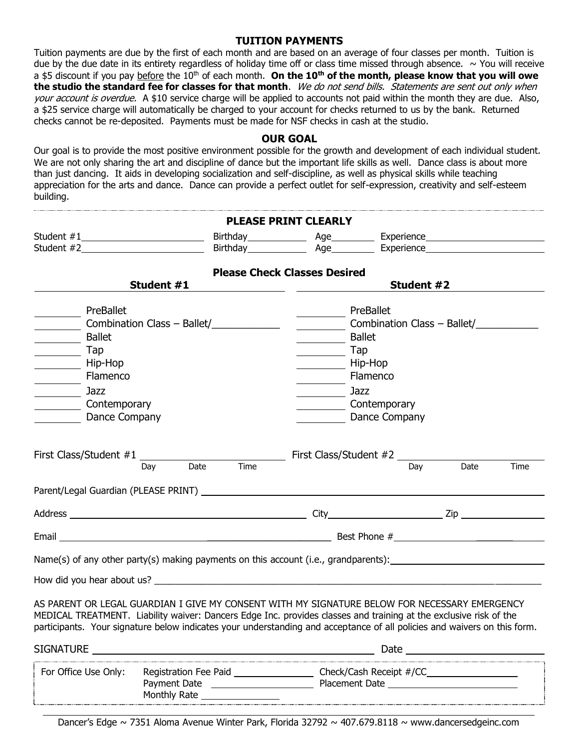## TUITION PAYMENTS

Tuition payments are due by the first of each month and are based on an average of four classes per month. Tuition is due by the due date in its entirety regardless of holiday time off or class time missed through absence. ~ You will receive a $5 discount if you pay before the 10th of each month. **On the 10th of the month, please know that you will owe the studio the standard fee for classes for that month**. *We do not send bills. Statements are sent out only when your account is overdue.* A $10 service charge will be applied to accounts not paid within the month they are due. Also, a $25 service charge will automatically be charged to your account for checks returned to us by the bank. Returned checks cannot be re-deposited. Payments must be made for NSF checks in cash at the studio.

## OUR GOAL

Our goal is to provide the most positive environment possible for the growth and development of each individual student. We are not only sharing the art and discipline of dance but the important life skills as well. Dance class is about more than just dancing. It aids in developing socialization and self-discipline, as well as physical skills while teaching appreciation for the arts and dance. Dance can provide a perfect outlet for self-expression, creativity and self-esteem building.

---

**PLEASE PRINT CLEARLY**

Student #1\_\_\_\_\_\_\_\_\_\_\_\_\_\_\_\_\_\_ Birthday\_\_\_\_\_\_\_\_\_ Age\_\_\_\_\_\_ Experience\_\_\_\_\_\_\_\_\_\_\_\_\_\_\_\_\_\_

Student #2\_\_\_\_\_\_\_\_\_\_\_\_\_\_\_\_\_\_ Birthday\_\_\_\_\_\_\_\_\_ Age\_\_\_\_\_\_ Experience\_\_\_\_\_\_\_\_\_\_\_\_\_\_\_\_\_\_

**Please Check Classes Desired**

| Student #1 | Student #2 |
|---|---|
| \_\_\_\_\_\_ PreBallet | \_\_\_\_\_\_ PreBallet |
| \_\_\_\_\_\_ Combination Class – Ballet/\_\_\_\_\_\_\_\_ | \_\_\_\_\_\_ Combination Class – Ballet/\_\_\_\_\_\_\_\_ |
| \_\_\_\_\_\_ Ballet | \_\_\_\_\_\_ Ballet |
| \_\_\_\_\_\_ Tap | \_\_\_\_\_\_ Tap |
| \_\_\_\_\_\_ Hip-Hop | \_\_\_\_\_\_ Hip-Hop |
| \_\_\_\_\_\_ Flamenco | \_\_\_\_\_\_ Flamenco |
| \_\_\_\_\_\_ Jazz | \_\_\_\_\_\_ Jazz |
| \_\_\_\_\_\_ Contemporary | \_\_\_\_\_\_ Contemporary |
| \_\_\_\_\_\_ Dance Company | \_\_\_\_\_\_ Dance Company |

First Class/Student #1 \_\_\_\_\_\_\_\_\_\_\_\_\_\_\_\_\_\_ First Class/Student #2 \_\_\_\_\_\_\_\_\_\_\_\_\_\_\_\_\_\_

Day Date Time Day Date Time

Parent/Legal Guardian (PLEASE PRINT) \_\_\_\_\_\_\_\_\_\_\_\_\_\_\_\_\_\_\_\_\_\_\_\_\_\_\_\_\_\_\_\_\_\_\_\_\_\_\_\_

Address \_\_\_\_\_\_\_\_\_\_\_\_\_\_\_\_\_\_\_\_\_\_\_\_\_\_\_\_ City\_\_\_\_\_\_\_\_\_\_\_\_\_\_\_\_ Zip \_\_\_\_\_\_\_\_\_\_\_\_

Email \_\_\_\_\_\_\_\_\_\_\_\_\_\_\_\_\_\_\_\_\_\_\_\_\_\_\_\_\_\_\_\_\_\_ Best Phone #\_\_\_\_\_\_\_\_\_\_\_\_\_\_\_\_\_\_

Name(s) of any other party(s) making payments on this account (i.e., grandparents):\_\_\_\_\_\_\_\_\_\_\_\_\_\_\_\_\_\_\_\_

How did you hear about us? \_\_\_\_\_\_\_\_\_\_\_\_\_\_\_\_\_\_\_\_\_\_\_\_\_\_\_\_\_\_\_\_\_\_\_\_\_\_\_\_\_\_\_\_\_\_\_\_

AS PARENT OR LEGAL GUARDIAN I GIVE MY CONSENT WITH MY SIGNATURE BELOW FOR NECESSARY EMERGENCY MEDICAL TREATMENT. Liability waiver: Dancers Edge Inc. provides classes and training at the exclusive risk of the participants. Your signature below indicates your understanding and acceptance of all policies and waivers on this form.

SIGNATURE \_\_\_\_\_\_\_\_\_\_\_\_\_\_\_\_\_\_\_\_\_\_\_\_\_\_\_\_\_\_\_\_\_\_\_\_\_\_\_\_ Date \_\_\_\_\_\_\_\_\_\_\_\_\_\_\_\_\_\_

For Office Use Only: Registration Fee Paid \_\_\_\_\_\_\_\_\_\_\_\_ Check/Cash Receipt #/CC\_\_\_\_\_\_\_\_\_\_\_\_

Payment Date \_\_\_\_\_\_\_\_\_\_\_\_ Placement Date \_\_\_\_\_\_\_\_\_\_\_\_

Monthly Rate \_\_\_\_\_\_\_\_\_\_\_\_

Dancer's Edge ~ 7351 Aloma Avenue Winter Park, Florida 32792 ~ 407.679.8118 ~ www.dancersedgeinc.com